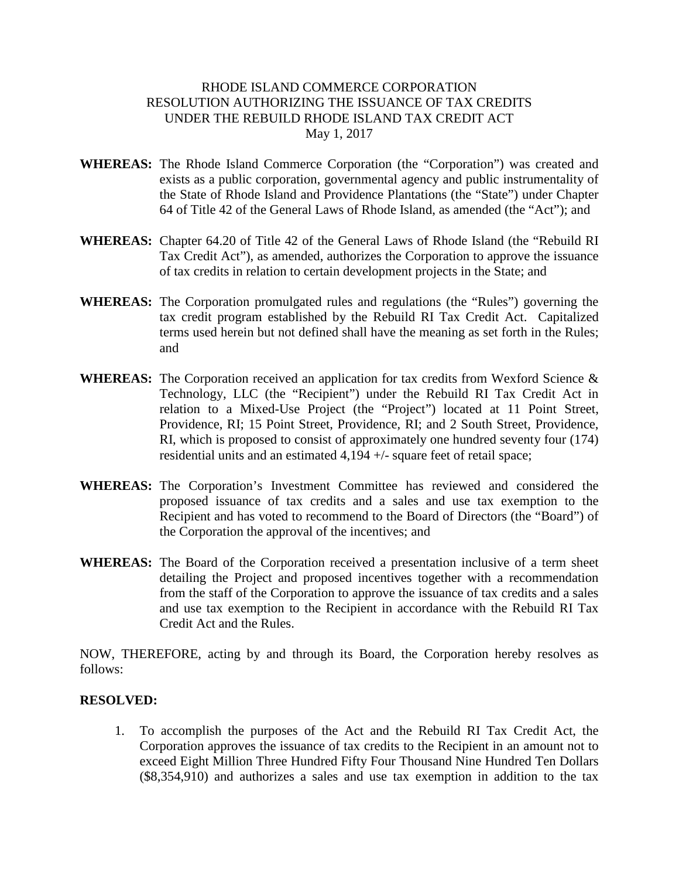RHODE ISLAND COMMERCE CORPORATION
RESOLUTION AUTHORIZING THE ISSUANCE OF TAX CREDITS
UNDER THE REBUILD RHODE ISLAND TAX CREDIT ACT
May 1, 2017

**WHEREAS:** The Rhode Island Commerce Corporation (the "Corporation") was created and exists as a public corporation, governmental agency and public instrumentality of the State of Rhode Island and Providence Plantations (the "State") under Chapter 64 of Title 42 of the General Laws of Rhode Island, as amended (the "Act"); and

**WHEREAS:** Chapter 64.20 of Title 42 of the General Laws of Rhode Island (the "Rebuild RI Tax Credit Act"), as amended, authorizes the Corporation to approve the issuance of tax credits in relation to certain development projects in the State; and

**WHEREAS:** The Corporation promulgated rules and regulations (the "Rules") governing the tax credit program established by the Rebuild RI Tax Credit Act. Capitalized terms used herein but not defined shall have the meaning as set forth in the Rules; and

**WHEREAS:** The Corporation received an application for tax credits from Wexford Science & Technology, LLC (the "Recipient") under the Rebuild RI Tax Credit Act in relation to a Mixed-Use Project (the "Project") located at 11 Point Street, Providence, RI; 15 Point Street, Providence, RI; and 2 South Street, Providence, RI, which is proposed to consist of approximately one hundred seventy four (174) residential units and an estimated 4,194 +/- square feet of retail space;

**WHEREAS:** The Corporation's Investment Committee has reviewed and considered the proposed issuance of tax credits and a sales and use tax exemption to the Recipient and has voted to recommend to the Board of Directors (the "Board") of the Corporation the approval of the incentives; and

**WHEREAS:** The Board of the Corporation received a presentation inclusive of a term sheet detailing the Project and proposed incentives together with a recommendation from the staff of the Corporation to approve the issuance of tax credits and a sales and use tax exemption to the Recipient in accordance with the Rebuild RI Tax Credit Act and the Rules.

NOW, THEREFORE, acting by and through its Board, the Corporation hereby resolves as follows:

**RESOLVED:**

1. To accomplish the purposes of the Act and the Rebuild RI Tax Credit Act, the Corporation approves the issuance of tax credits to the Recipient in an amount not to exceed Eight Million Three Hundred Fifty Four Thousand Nine Hundred Ten Dollars ($8,354,910) and authorizes a sales and use tax exemption in addition to the tax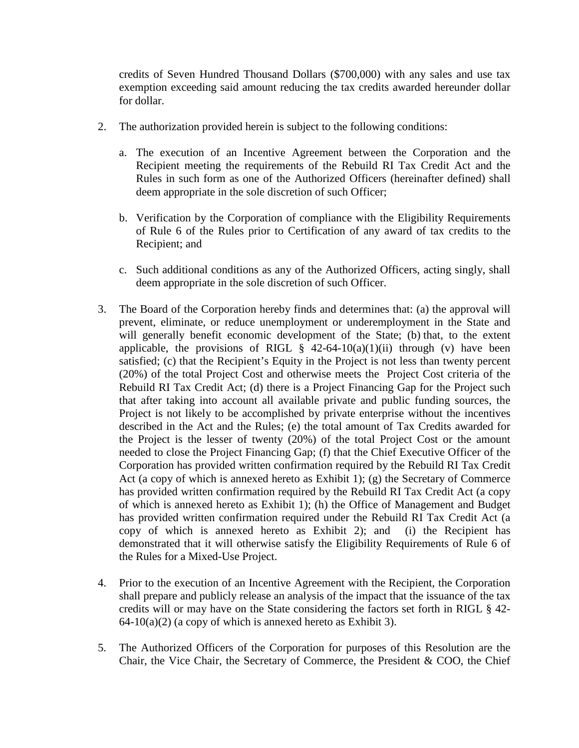credits of Seven Hundred Thousand Dollars ($700,000) with any sales and use tax exemption exceeding said amount reducing the tax credits awarded hereunder dollar for dollar.

2. The authorization provided herein is subject to the following conditions:

   a. The execution of an Incentive Agreement between the Corporation and the Recipient meeting the requirements of the Rebuild RI Tax Credit Act and the Rules in such form as one of the Authorized Officers (hereinafter defined) shall deem appropriate in the sole discretion of such Officer;

   b. Verification by the Corporation of compliance with the Eligibility Requirements of Rule 6 of the Rules prior to Certification of any award of tax credits to the Recipient; and

   c. Such additional conditions as any of the Authorized Officers, acting singly, shall deem appropriate in the sole discretion of such Officer.

3. The Board of the Corporation hereby finds and determines that: (a) the approval will prevent, eliminate, or reduce unemployment or underemployment in the State and will generally benefit economic development of the State; (b) that, to the extent applicable, the provisions of RIGL § 42-64-10(a)(1)(ii) through (v) have been satisfied; (c) that the Recipient's Equity in the Project is not less than twenty percent (20%) of the total Project Cost and otherwise meets the Project Cost criteria of the Rebuild RI Tax Credit Act; (d) there is a Project Financing Gap for the Project such that after taking into account all available private and public funding sources, the Project is not likely to be accomplished by private enterprise without the incentives described in the Act and the Rules; (e) the total amount of Tax Credits awarded for the Project is the lesser of twenty (20%) of the total Project Cost or the amount needed to close the Project Financing Gap; (f) that the Chief Executive Officer of the Corporation has provided written confirmation required by the Rebuild RI Tax Credit Act (a copy of which is annexed hereto as Exhibit 1); (g) the Secretary of Commerce has provided written confirmation required by the Rebuild RI Tax Credit Act (a copy of which is annexed hereto as Exhibit 1); (h) the Office of Management and Budget has provided written confirmation required under the Rebuild RI Tax Credit Act (a copy of which is annexed hereto as Exhibit 2); and (i) the Recipient has demonstrated that it will otherwise satisfy the Eligibility Requirements of Rule 6 of the Rules for a Mixed-Use Project.

4. Prior to the execution of an Incentive Agreement with the Recipient, the Corporation shall prepare and publicly release an analysis of the impact that the issuance of the tax credits will or may have on the State considering the factors set forth in RIGL § 42-64-10(a)(2) (a copy of which is annexed hereto as Exhibit 3).

5. The Authorized Officers of the Corporation for purposes of this Resolution are the Chair, the Vice Chair, the Secretary of Commerce, the President & COO, the Chief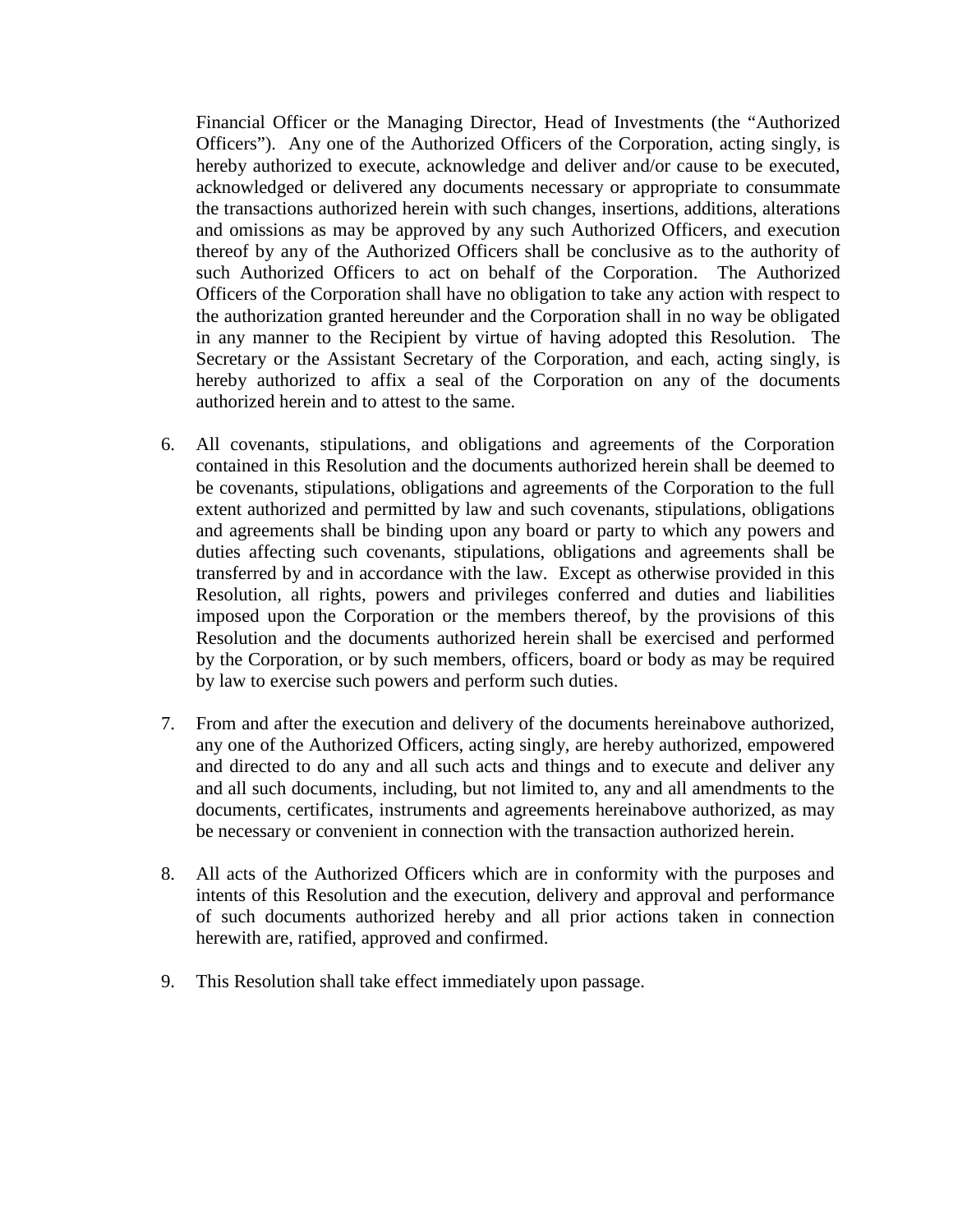Financial Officer or the Managing Director, Head of Investments (the "Authorized Officers"). Any one of the Authorized Officers of the Corporation, acting singly, is hereby authorized to execute, acknowledge and deliver and/or cause to be executed, acknowledged or delivered any documents necessary or appropriate to consummate the transactions authorized herein with such changes, insertions, additions, alterations and omissions as may be approved by any such Authorized Officers, and execution thereof by any of the Authorized Officers shall be conclusive as to the authority of such Authorized Officers to act on behalf of the Corporation. The Authorized Officers of the Corporation shall have no obligation to take any action with respect to the authorization granted hereunder and the Corporation shall in no way be obligated in any manner to the Recipient by virtue of having adopted this Resolution. The Secretary or the Assistant Secretary of the Corporation, and each, acting singly, is hereby authorized to affix a seal of the Corporation on any of the documents authorized herein and to attest to the same.

6. All covenants, stipulations, and obligations and agreements of the Corporation contained in this Resolution and the documents authorized herein shall be deemed to be covenants, stipulations, obligations and agreements of the Corporation to the full extent authorized and permitted by law and such covenants, stipulations, obligations and agreements shall be binding upon any board or party to which any powers and duties affecting such covenants, stipulations, obligations and agreements shall be transferred by and in accordance with the law. Except as otherwise provided in this Resolution, all rights, powers and privileges conferred and duties and liabilities imposed upon the Corporation or the members thereof, by the provisions of this Resolution and the documents authorized herein shall be exercised and performed by the Corporation, or by such members, officers, board or body as may be required by law to exercise such powers and perform such duties.

7. From and after the execution and delivery of the documents hereinabove authorized, any one of the Authorized Officers, acting singly, are hereby authorized, empowered and directed to do any and all such acts and things and to execute and deliver any and all such documents, including, but not limited to, any and all amendments to the documents, certificates, instruments and agreements hereinabove authorized, as may be necessary or convenient in connection with the transaction authorized herein.

8. All acts of the Authorized Officers which are in conformity with the purposes and intents of this Resolution and the execution, delivery and approval and performance of such documents authorized hereby and all prior actions taken in connection herewith are, ratified, approved and confirmed.

9. This Resolution shall take effect immediately upon passage.